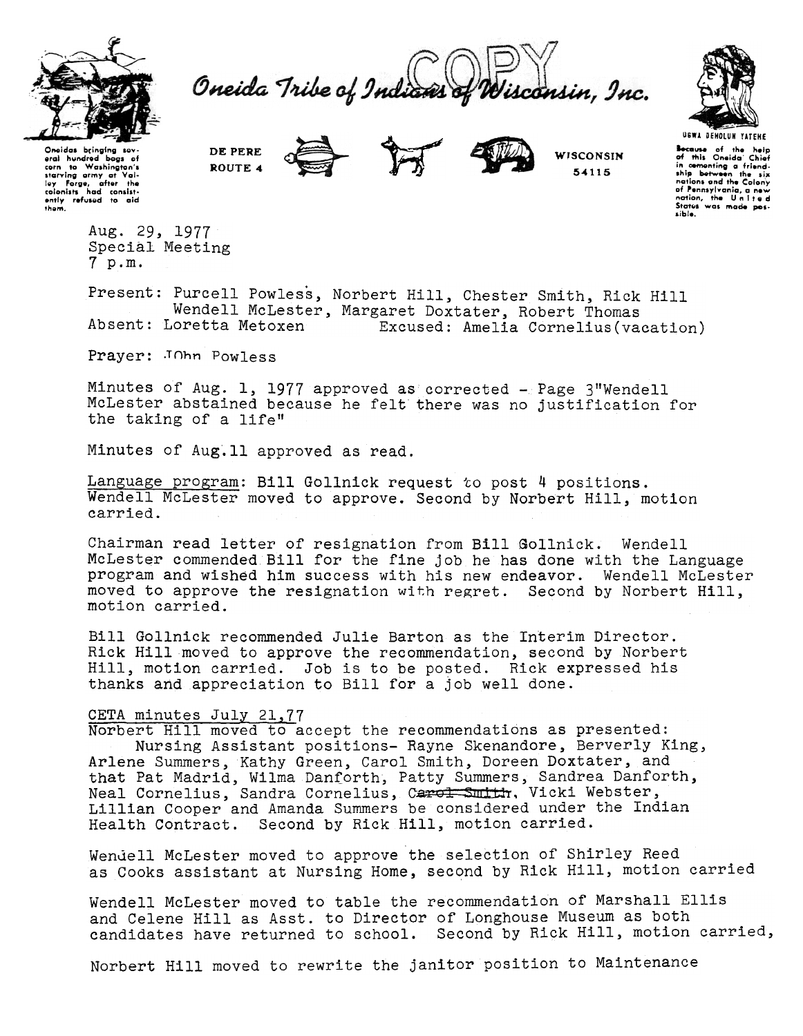Oneida Tribe of Indians of Wisconsin, Inc.

COPY

Oneidas bringing several hundred bags of corn to Washington's starving army at Valley Forge, after the colonists had consistently refused to aid them.

DE PERE
ROUTE 4

WISCONSIN
54115

UGWA DEHOLUN YATEHE

Because of the help of this Oneida Chief in cementing a friendship between the six nations and the Colony of Pennsylvania, a new nation, the United States was made possible.

Aug. 29, 1977
Special Meeting
7 p.m.

Present: Purcell Powless, Norbert Hill, Chester Smith, Rick Hill
Wendell McLester, Margaret Doxtater, Robert Thomas
Absent: Loretta Metoxen          Excused: Amelia Cornelius(vacation)

Prayer: JOhn Powless

Minutes of Aug. 1, 1977 approved as corrected - Page 3"Wendell McLester abstained because he felt there was no justification for the taking of a life"

Minutes of Aug.11 approved as read.

Language program: Bill Gollnick request to post 4 positions. Wendell McLester moved to approve. Second by Norbert Hill, motion carried.

Chairman read letter of resignation from Bill Gollnick. Wendell McLester commended Bill for the fine job he has done with the Language program and wished him success with his new endeavor. Wendell McLester moved to approve the resignation with regret. Second by Norbert Hill, motion carried.

Bill Gollnick recommended Julie Barton as the Interim Director. Rick Hill moved to approve the recommendation, second by Norbert Hill, motion carried. Job is to be posted. Rick expressed his thanks and appreciation to Bill for a job well done.

CETA minutes July 21,77
Norbert Hill moved to accept the recommendations as presented:
Nursing Assistant positions- Rayne Skenandore, Berverly King, Arlene Summers, Kathy Green, Carol Smith, Doreen Doxtater, and that Pat Madrid, Wilma Danforth, Patty Summers, Sandrea Danforth, Neal Cornelius, Sandra Cornelius, ~~Carol Smith~~, Vicki Webster, Lillian Cooper and Amanda Summers be considered under the Indian Health Contract. Second by Rick Hill, motion carried.

Wendell McLester moved to approve the selection of Shirley Reed as Cooks assistant at Nursing Home, second by Rick Hill, motion carried

Wendell McLester moved to table the recommendation of Marshall Ellis and Celene Hill as Asst. to Director of Longhouse Museum as both candidates have returned to school. Second by Rick Hill, motion carried,

Norbert Hill moved to rewrite the janitor position to Maintenance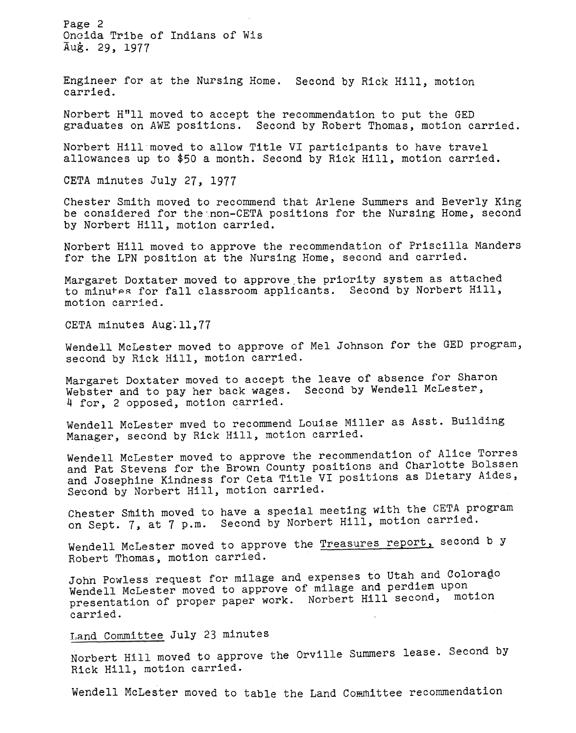Engineer for at the Nursing Home. Second by Rick Hill, motion carried.

Norbert H"ll moved to accept the recommendation to put the GED graduates on AWE positions. Second by Robert Thomas, motion carried.

Norbert Hill moved to allow Title VI participants to have travel allowances up to $50 a month. Second by Rick Hill, motion carried.

CETA minutes July 27, 1977

Chester Smith moved to recommend that Arlene Summers and Beverly King be considered for the non-CETA positions for the Nursing Home, second by Norbert Hill, motion carried.

Norbert Hill moved to approve the recommendation of Priscilla Manders for the LPN position at the Nursing Home, second and carried.

Margaret Doxtater moved to approve the priority system as attached to minutes for fall classroom applicants. Second by Norbert Hill, motion carried.

CETA minutes Aug. 11,77

Wendell McLester moved to approve of Mel Johnson for the GED program, second by Rick Hill, motion carried.

Margaret Doxtater moved to accept the leave of absence for Sharon Webster and to pay her back wages. Second by Wendell McLester, 4 for, 2 opposed, motion carried.

Wendell McLester mved to recommend Louise Miller as Asst. Building Manager, second by Rick Hill, motion carried.

Wendell McLester moved to approve the recommendation of Alice Torres and Pat Stevens for the Brown County positions and Charlotte Bolssen and Josephine Kindness for Ceta Title VI positions as Dietary Aides, Second by Norbert Hill, motion carried.

Chester Smith moved to have a special meeting with the CETA program on Sept. 7, at 7 p.m. Second by Norbert Hill, motion carried.

Wendell McLester moved to approve the Treasures report, second b y Robert Thomas, motion carried.

John Powless request for milage and expenses to Utah and Colorado Wendell McLester moved to approve of milage and perdiem upon presentation of proper paper work. Norbert Hill second, motion carried.

Land Committee July 23 minutes

Norbert Hill moved to approve the Orville Summers lease. Second by Rick Hill, motion carried.

Wendell McLester moved to table the Land Committee recommendation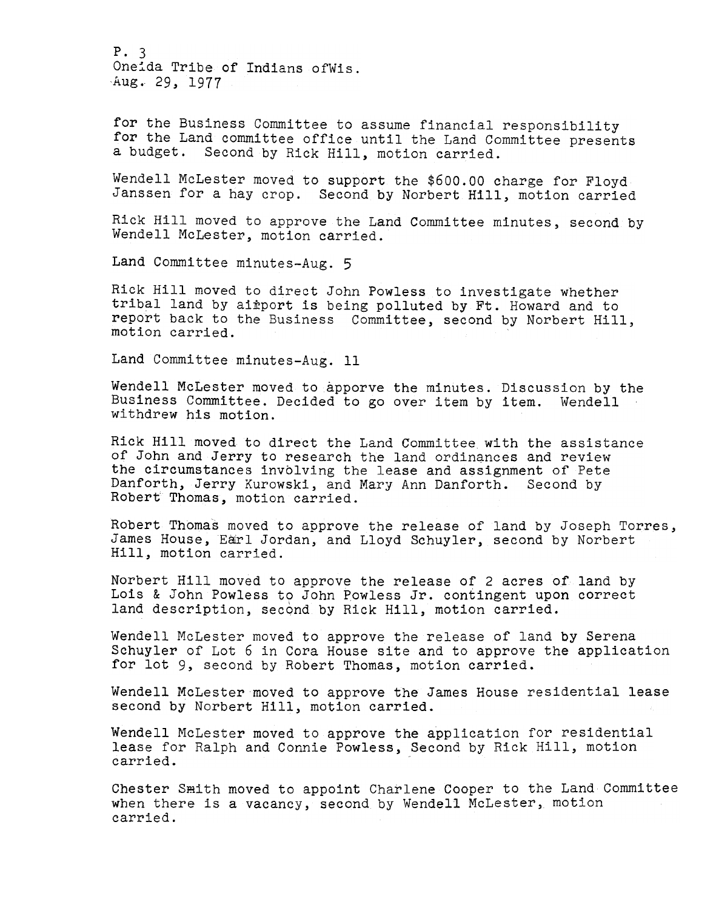for the Business Committee to assume financial responsibility for the Land committee office until the Land Committee presents a budget. Second by Rick Hill, motion carried.

Wendell McLester moved to support the $600.00 charge for Floyd Janssen for a hay crop. Second by Norbert Hill, motion carried

Rick Hill moved to approve the Land Committee minutes, second by Wendell McLester, motion carried.

Land Committee minutes-Aug. 5

Rick Hill moved to direct John Powless to investigate whether tribal land by airport is being polluted by Ft. Howard and to report back to the Business Committee, second by Norbert Hill, motion carried.

Land Committee minutes-Aug. 11

Wendell McLester moved to apporve the minutes. Discussion by the Business Committee. Decided to go over item by item. Wendell withdrew his motion.

Rick Hill moved to direct the Land Committee with the assistance of John and Jerry to research the land ordinances and review the circumstances involving the lease and assignment of Pete Danforth, Jerry Kurowski, and Mary Ann Danforth. Second by Robert Thomas, motion carried.

Robert Thomas moved to approve the release of land by Joseph Torres, James House, Earl Jordan, and Lloyd Schuyler, second by Norbert Hill, motion carried.

Norbert Hill moved to approve the release of 2 acres of land by Lois & John Powless to John Powless Jr. contingent upon correct land description, second by Rick Hill, motion carried.

Wendell McLester moved to approve the release of land by Serena Schuyler of Lot 6 in Cora House site and to approve the application for lot 9, second by Robert Thomas, motion carried.

Wendell McLester moved to approve the James House residential lease second by Norbert Hill, motion carried.

Wendell McLester moved to approve the application for residential lease for Ralph and Connie Powless, Second by Rick Hill, motion carried.

Chester Smith moved to appoint Charlene Cooper to the Land Committee when there is a vacancy, second by Wendell McLester, motion carried.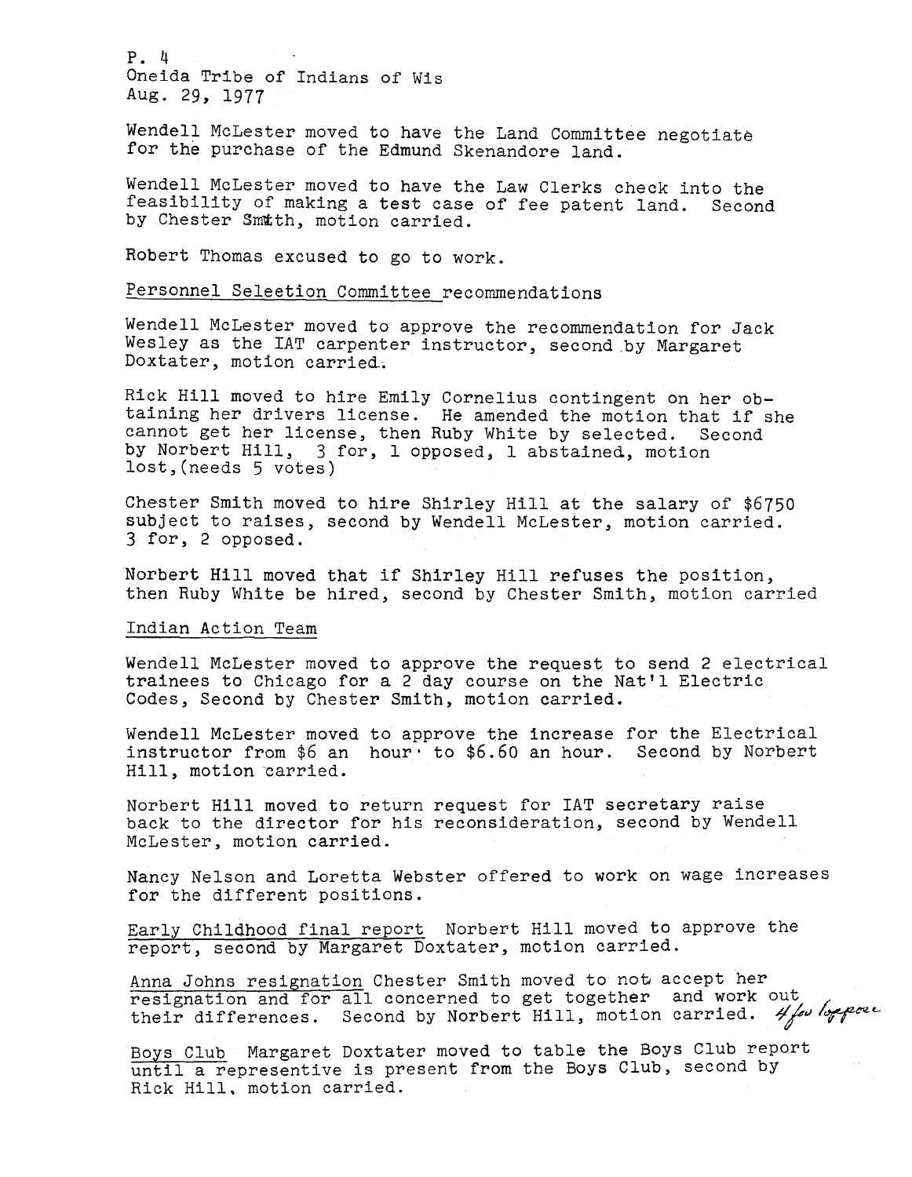P. 4
Oneida Tribe of Indians of Wis
Aug. 29, 1977

Wendell McLester moved to have the Land Committee negotiate for the purchase of the Edmund Skenandore land.

Wendell McLester moved to have the Law Clerks check into the feasibility of making a test case of fee patent land. Second by Chester Smith, motion carried.

Robert Thomas excused to go to work.

Personnel Seleetion Committee recommendations

Wendell McLester moved to approve the recommendation for Jack Wesley as the IAT carpenter instructor, second by Margaret Doxtater, motion carried.

Rick Hill moved to hire Emily Cornelius contingent on her obtaining her drivers license. He amended the motion that if she cannot get her license, then Ruby White by selected. Second by Norbert Hill, 3 for, 1 opposed, 1 abstained, motion lost,(needs 5 votes)

Chester Smith moved to hire Shirley Hill at the salary of $6750 subject to raises, second by Wendell McLester, motion carried. 3 for, 2 opposed.

Norbert Hill moved that if Shirley Hill refuses the position, then Ruby White be hired, second by Chester Smith, motion carried

Indian Action Team

Wendell McLester moved to approve the request to send 2 electrical trainees to Chicago for a 2 day course on the Nat'l Electric Codes, Second by Chester Smith, motion carried.

Wendell McLester moved to approve the increase for the Electrical instructor from $6 an hour to $6.60 an hour. Second by Norbert Hill, motion carried.

Norbert Hill moved to return request for IAT secretary raise back to the director for his reconsideration, second by Wendell McLester, motion carried.

Nancy Nelson and Loretta Webster offered to work on wage increases for the different positions.

Early Childhood final report Norbert Hill moved to approve the report, second by Margaret Doxtater, motion carried.

Anna Johns resignation Chester Smith moved to not accept her resignation and for all concerned to get together and work out their differences. Second by Norbert Hill, motion carried. *4 for 1 oppose*

Boys Club Margaret Doxtater moved to table the Boys Club report until a representive is present from the Boys Club, second by Rick Hill, motion carried.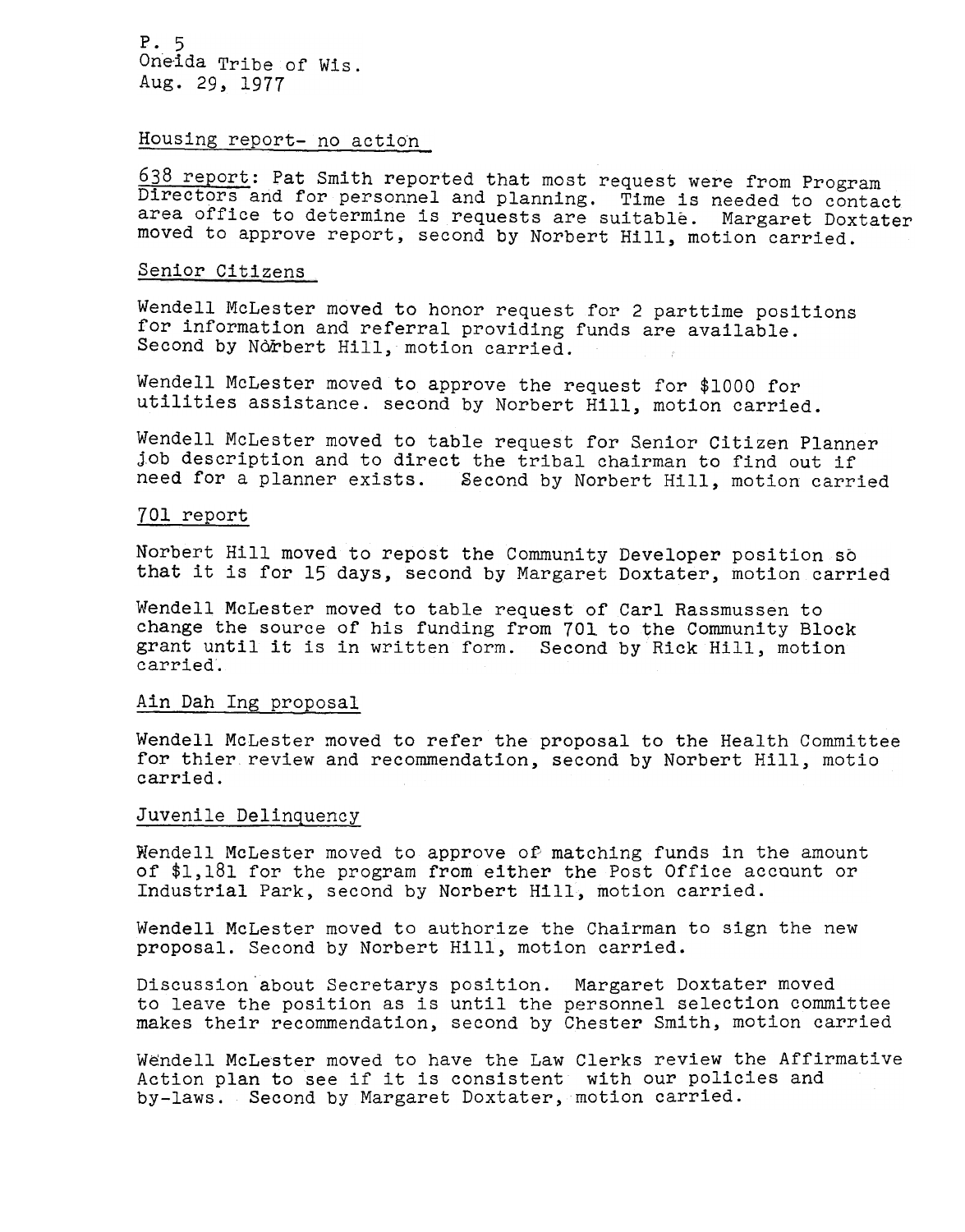P. 5
Oneida Tribe of Wis.
Aug. 29, 1977

## Housing report- no action

638 report: Pat Smith reported that most request were from Program Directors and for personnel and planning. Time is needed to contact area office to determine is requests are suitable. Margaret Doxtater moved to approve report, second by Norbert Hill, motion carried.

## Senior Citizens

Wendell McLester moved to honor request for 2 parttime positions for information and referral providing funds are available. Second by Norbert Hill, motion carried.

Wendell McLester moved to approve the request for $1000 for utilities assistance. second by Norbert Hill, motion carried.

Wendell McLester moved to table request for Senior Citizen Planner job description and to direct the tribal chairman to find out if need for a planner exists. Second by Norbert Hill, motion carried

## 701 report

Norbert Hill moved to repost the Community Developer position so that it is for 15 days, second by Margaret Doxtater, motion carried

Wendell McLester moved to table request of Carl Rassmussen to change the source of his funding from 701 to the Community Block grant until it is in written form. Second by Rick Hill, motion carried.

## Ain Dah Ing proposal

Wendell McLester moved to refer the proposal to the Health Committee for thier review and recommendation, second by Norbert Hill, motio carried.

## Juvenile Delinquency

Wendell McLester moved to approve of matching funds in the amount of $1,181 for the program from either the Post Office account or Industrial Park, second by Norbert Hill, motion carried.

Wendell McLester moved to authorize the Chairman to sign the new proposal. Second by Norbert Hill, motion carried.

Discussion about Secretarys position. Margaret Doxtater moved to leave the position as is until the personnel selection committee makes their recommendation, second by Chester Smith, motion carried

Wendell McLester moved to have the Law Clerks review the Affirmative Action plan to see if it is consistent with our policies and by-laws. Second by Margaret Doxtater, motion carried.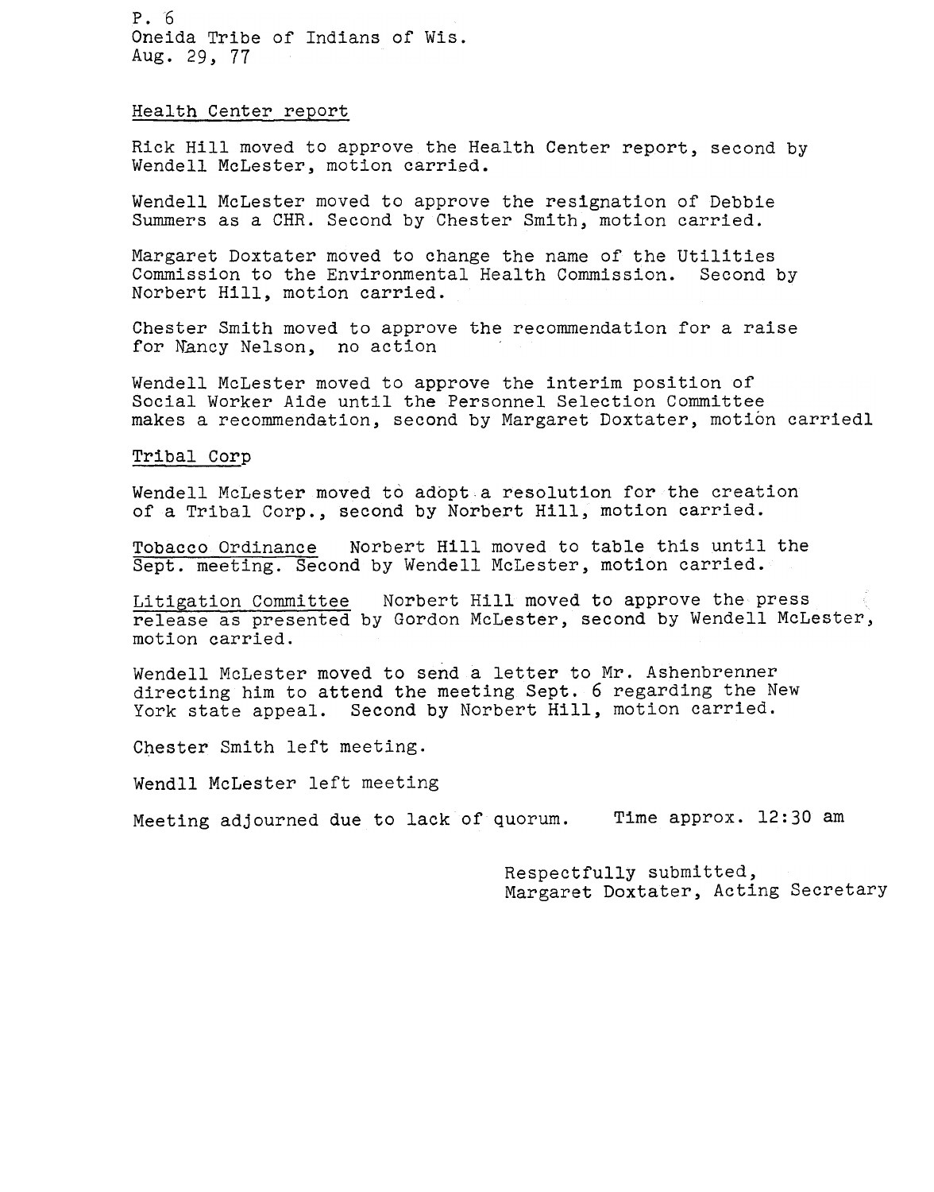Health Center report

Rick Hill moved to approve the Health Center report, second by Wendell McLester, motion carried.

Wendell McLester moved to approve the resignation of Debbie Summers as a CHR. Second by Chester Smith, motion carried.

Margaret Doxtater moved to change the name of the Utilities Commission to the Environmental Health Commission. Second by Norbert Hill, motion carried.

Chester Smith moved to approve the recommendation for a raise for Nancy Nelson, no action

Wendell McLester moved to approve the interim position of Social Worker Aide until the Personnel Selection Committee makes a recommendation, second by Margaret Doxtater, motion carriedl

Tribal Corp

Wendell McLester moved to adopt a resolution for the creation of a Tribal Corp., second by Norbert Hill, motion carried.

Tobacco Ordinance Norbert Hill moved to table this until the Sept. meeting. Second by Wendell McLester, motion carried.

Litigation Committee Norbert Hill moved to approve the press release as presented by Gordon McLester, second by Wendell McLester, motion carried.

Wendell McLester moved to send a letter to Mr. Ashenbrenner directing him to attend the meeting Sept. 6 regarding the New York state appeal. Second by Norbert Hill, motion carried.

Chester Smith left meeting.

Wendll McLester left meeting

Meeting adjourned due to lack of quorum. Time approx. 12:30 am

Respectfully submitted,
Margaret Doxtater, Acting Secretary